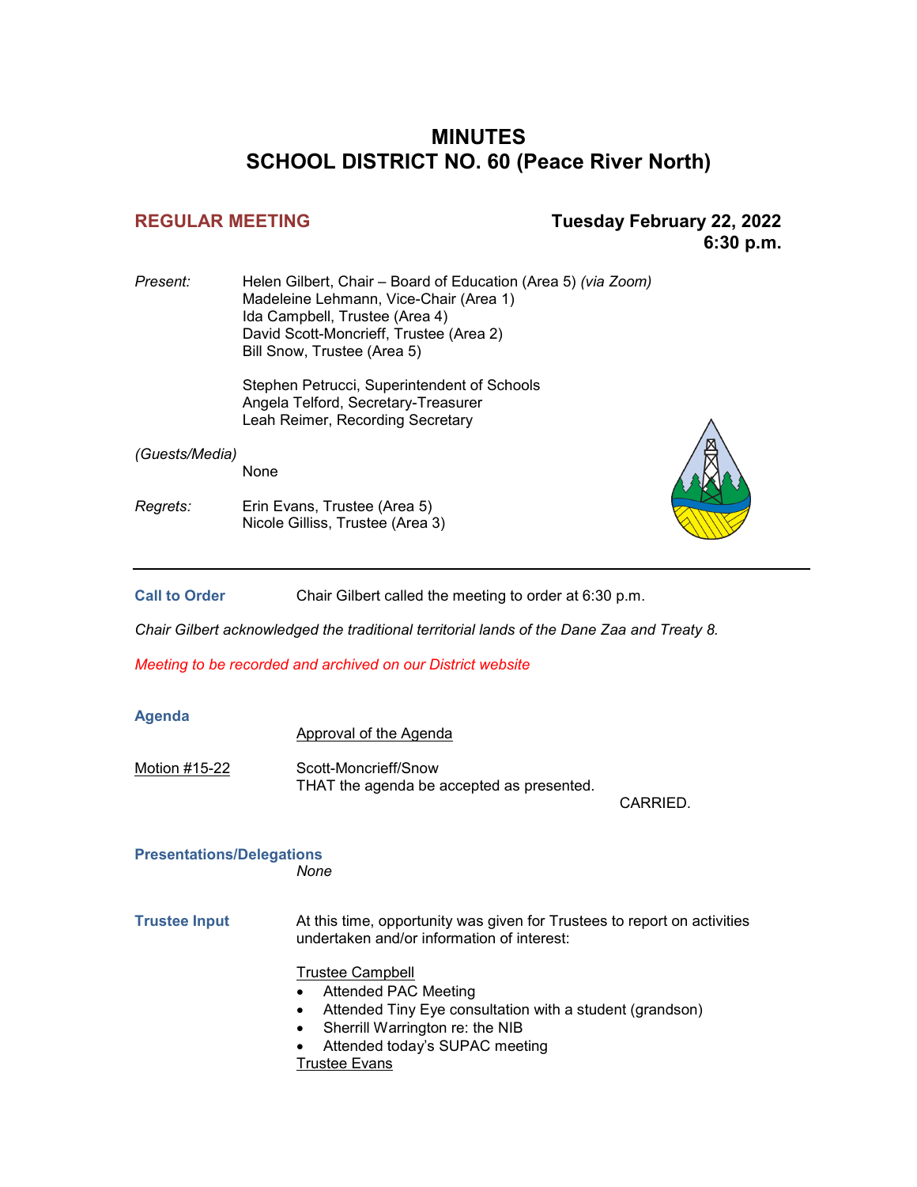# MINUTES
# SCHOOL DISTRICT NO. 60 (Peace River North)

**REGULAR MEETING** **Tuesday February 22, 2022**
**6:30 p.m.**

*Present:* Helen Gilbert, Chair – Board of Education (Area 5) *(via Zoom)*
Madeleine Lehmann, Vice-Chair (Area 1)
Ida Campbell, Trustee (Area 4)
David Scott-Moncrieff, Trustee (Area 2)
Bill Snow, Trustee (Area 5)

Stephen Petrucci, Superintendent of Schools
Angela Telford, Secretary-Treasurer
Leah Reimer, Recording Secretary

*(Guests/Media)*
None

*Regrets:* Erin Evans, Trustee (Area 5)
Nicole Gilliss, Trustee (Area 3)

---

**Call to Order** Chair Gilbert called the meeting to order at 6:30 p.m.

*Chair Gilbert acknowledged the traditional territorial lands of the Dane Zaa and Treaty 8.*

*Meeting to be recorded and archived on our District website*

**Agenda**

Approval of the Agenda

Motion #15-22 Scott-Moncrieff/Snow
THAT the agenda be accepted as presented.
CARRIED.

**Presentations/Delegations**
*None*

**Trustee Input** At this time, opportunity was given for Trustees to report on activities undertaken and/or information of interest:

Trustee Campbell
- Attended PAC Meeting
- Attended Tiny Eye consultation with a student (grandson)
- Sherrill Warrington re: the NIB
- Attended today's SUPAC meeting

Trustee Evans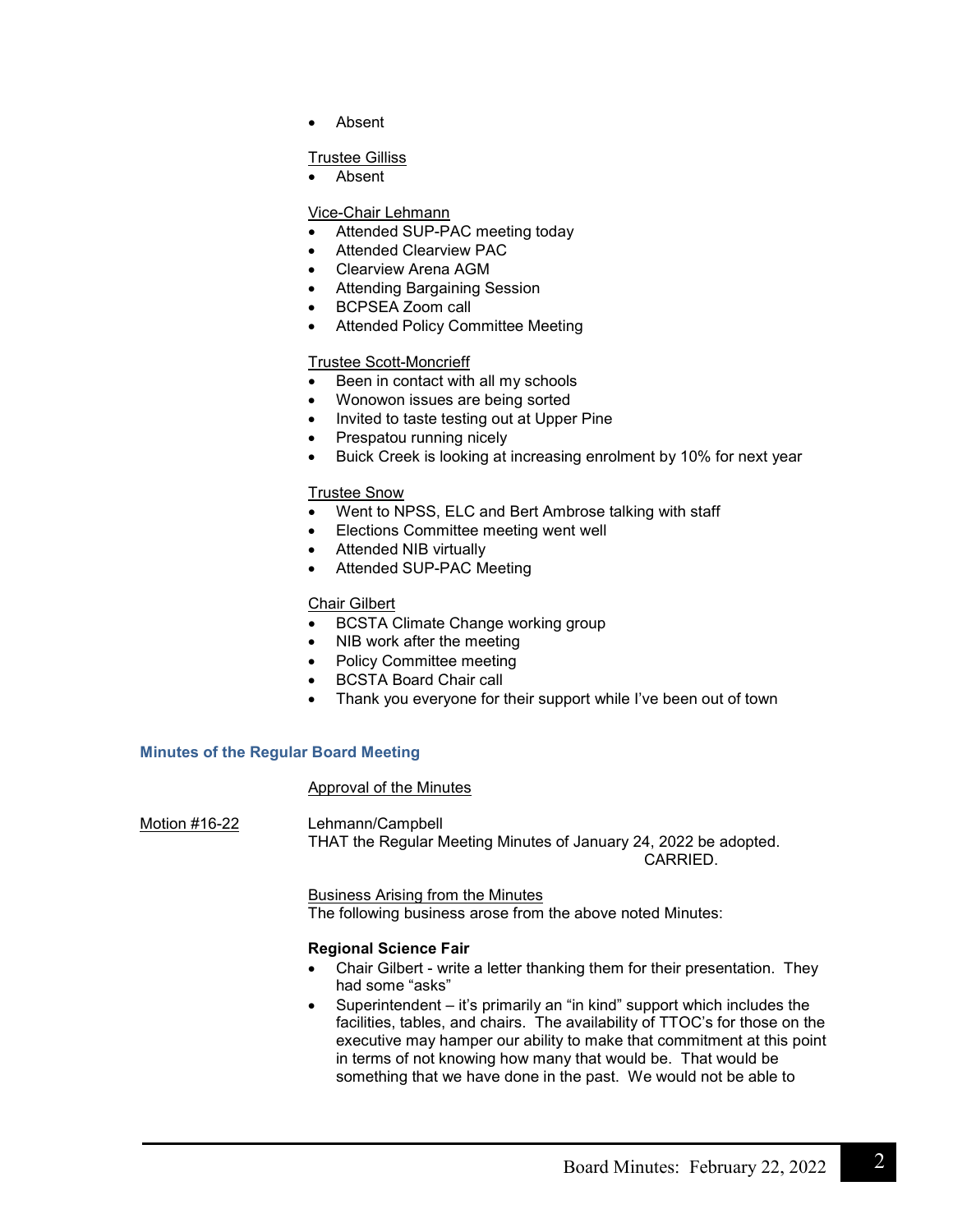- Absent

Trustee Gilliss
- Absent

Vice-Chair Lehmann
- Attended SUP-PAC meeting today
- Attended Clearview PAC
- Clearview Arena AGM
- Attending Bargaining Session
- BCPSEA Zoom call
- Attended Policy Committee Meeting

Trustee Scott-Moncrieff
- Been in contact with all my schools
- Wonowon issues are being sorted
- Invited to taste testing out at Upper Pine
- Prespatou running nicely
- Buick Creek is looking at increasing enrolment by 10% for next year

Trustee Snow
- Went to NPSS, ELC and Bert Ambrose talking with staff
- Elections Committee meeting went well
- Attended NIB virtually
- Attended SUP-PAC Meeting

Chair Gilbert
- BCSTA Climate Change working group
- NIB work after the meeting
- Policy Committee meeting
- BCSTA Board Chair call
- Thank you everyone for their support while I've been out of town

## Minutes of the Regular Board Meeting

Approval of the Minutes

Motion #16-22 — Lehmann/Campbell
THAT the Regular Meeting Minutes of January 24, 2022 be adopted.
CARRIED.

Business Arising from the Minutes
The following business arose from the above noted Minutes:

**Regional Science Fair**
- Chair Gilbert - write a letter thanking them for their presentation. They had some "asks"
- Superintendent – it's primarily an "in kind" support which includes the facilities, tables, and chairs. The availability of TTOC's for those on the executive may hamper our ability to make that commitment at this point in terms of not knowing how many that would be. That would be something that we have done in the past. We would not be able to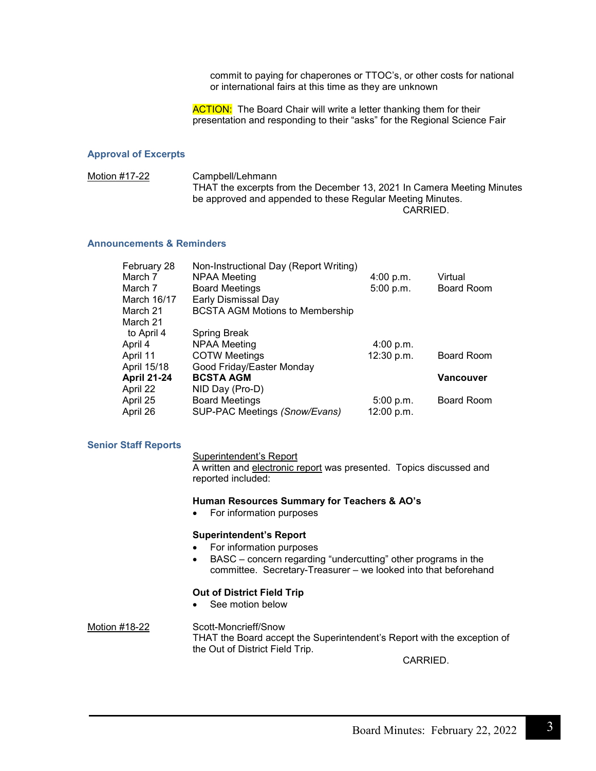commit to paying for chaperones or TTOC's, or other costs for national or international fairs at this time as they are unknown

ACTION: The Board Chair will write a letter thanking them for their presentation and responding to their "asks" for the Regional Science Fair

### Approval of Excerpts

Motion #17-22 — Campbell/Lehmann
THAT the excerpts from the December 13, 2021 In Camera Meeting Minutes be approved and appended to these Regular Meeting Minutes.
CARRIED.

### Announcements & Reminders

| Date | Event | Time | Location |
|---|---|---|---|
| February 28 | Non-Instructional Day (Report Writing) | | |
| March 7 | NPAA Meeting | 4:00 p.m. | Virtual |
| March 7 | Board Meetings | 5:00 p.m. | Board Room |
| March 16/17 | Early Dismissal Day | | |
| March 21 | BCSTA AGM Motions to Membership | | |
| March 21 to April 4 | Spring Break | | |
| April 4 | NPAA Meeting | 4:00 p.m. | |
| April 11 | COTW Meetings | 12:30 p.m. | Board Room |
| April 15/18 | Good Friday/Easter Monday | | |
| **April 21-24** | **BCSTA AGM** | | **Vancouver** |
| April 22 | NID Day (Pro-D) | | |
| April 25 | Board Meetings | 5:00 p.m. | Board Room |
| April 26 | SUP-PAC Meetings *(Snow/Evans)* | 12:00 p.m. | |

### Senior Staff Reports

Superintendent's Report
A written and electronic report was presented. Topics discussed and reported included:

**Human Resources Summary for Teachers & AO's**

- For information purposes

**Superintendent's Report**

- For information purposes
- BASC – concern regarding "undercutting" other programs in the committee. Secretary-Treasurer – we looked into that beforehand

**Out of District Field Trip**

- See motion below

Motion #18-22 — Scott-Moncrieff/Snow
THAT the Board accept the Superintendent's Report with the exception of the Out of District Field Trip.
CARRIED.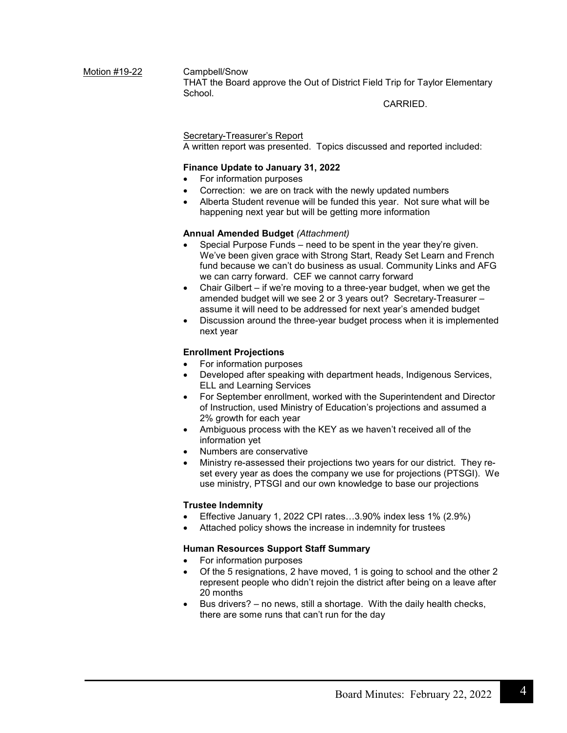Motion #19-22 Campbell/Snow
THAT the Board approve the Out of District Field Trip for Taylor Elementary School.

CARRIED.

Secretary-Treasurer's Report

A written report was presented. Topics discussed and reported included:

**Finance Update to January 31, 2022**

- For information purposes
- Correction: we are on track with the newly updated numbers
- Alberta Student revenue will be funded this year. Not sure what will be happening next year but will be getting more information

**Annual Amended Budget** *(Attachment)*

- Special Purpose Funds – need to be spent in the year they're given. We've been given grace with Strong Start, Ready Set Learn and French fund because we can't do business as usual. Community Links and AFG we can carry forward. CEF we cannot carry forward
- Chair Gilbert – if we're moving to a three-year budget, when we get the amended budget will we see 2 or 3 years out? Secretary-Treasurer – assume it will need to be addressed for next year's amended budget
- Discussion around the three-year budget process when it is implemented next year

**Enrollment Projections**

- For information purposes
- Developed after speaking with department heads, Indigenous Services, ELL and Learning Services
- For September enrollment, worked with the Superintendent and Director of Instruction, used Ministry of Education's projections and assumed a 2% growth for each year
- Ambiguous process with the KEY as we haven't received all of the information yet
- Numbers are conservative
- Ministry re-assessed their projections two years for our district. They re-set every year as does the company we use for projections (PTSGI). We use ministry, PTSGI and our own knowledge to base our projections

**Trustee Indemnity**

- Effective January 1, 2022 CPI rates…3.90% index less 1% (2.9%)
- Attached policy shows the increase in indemnity for trustees

**Human Resources Support Staff Summary**

- For information purposes
- Of the 5 resignations, 2 have moved, 1 is going to school and the other 2 represent people who didn't rejoin the district after being on a leave after 20 months
- Bus drivers? – no news, still a shortage. With the daily health checks, there are some runs that can't run for the day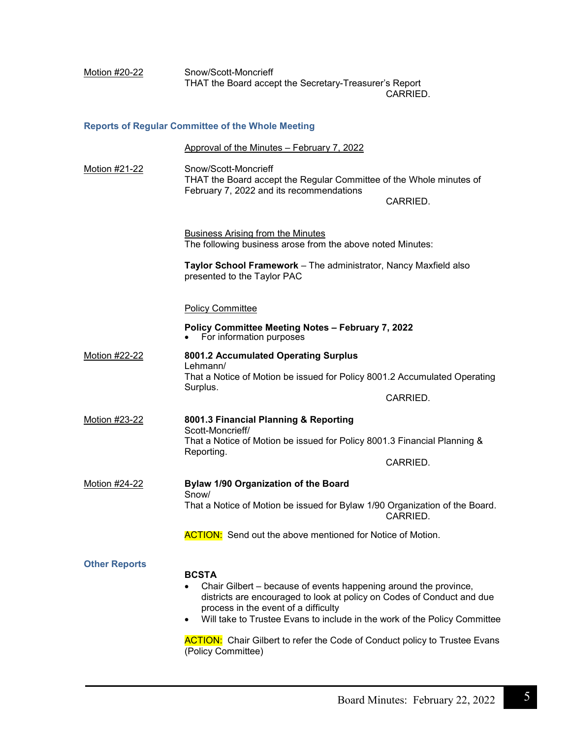Motion #20-22 Snow/Scott-Moncrieff
THAT the Board accept the Secretary-Treasurer's Report
CARRIED.

## Reports of Regular Committee of the Whole Meeting

Approval of the Minutes – February 7, 2022

Motion #21-22 Snow/Scott-Moncrieff
THAT the Board accept the Regular Committee of the Whole minutes of February 7, 2022 and its recommendations
CARRIED.

Business Arising from the Minutes
The following business arose from the above noted Minutes:

**Taylor School Framework** – The administrator, Nancy Maxfield also presented to the Taylor PAC

Policy Committee

**Policy Committee Meeting Notes – February 7, 2022**

- For information purposes

Motion #22-22 **8001.2 Accumulated Operating Surplus**
Lehmann/
That a Notice of Motion be issued for Policy 8001.2 Accumulated Operating Surplus.
CARRIED.

Motion #23-22 **8001.3 Financial Planning & Reporting**
Scott-Moncrieff/
That a Notice of Motion be issued for Policy 8001.3 Financial Planning & Reporting.
CARRIED.

Motion #24-22 **Bylaw 1/90 Organization of the Board**
Snow/
That a Notice of Motion be issued for Bylaw 1/90 Organization of the Board.
CARRIED.

ACTION: Send out the above mentioned for Notice of Motion.

## Other Reports

**BCSTA**

- Chair Gilbert – because of events happening around the province, districts are encouraged to look at policy on Codes of Conduct and due process in the event of a difficulty
- Will take to Trustee Evans to include in the work of the Policy Committee

ACTION: Chair Gilbert to refer the Code of Conduct policy to Trustee Evans (Policy Committee)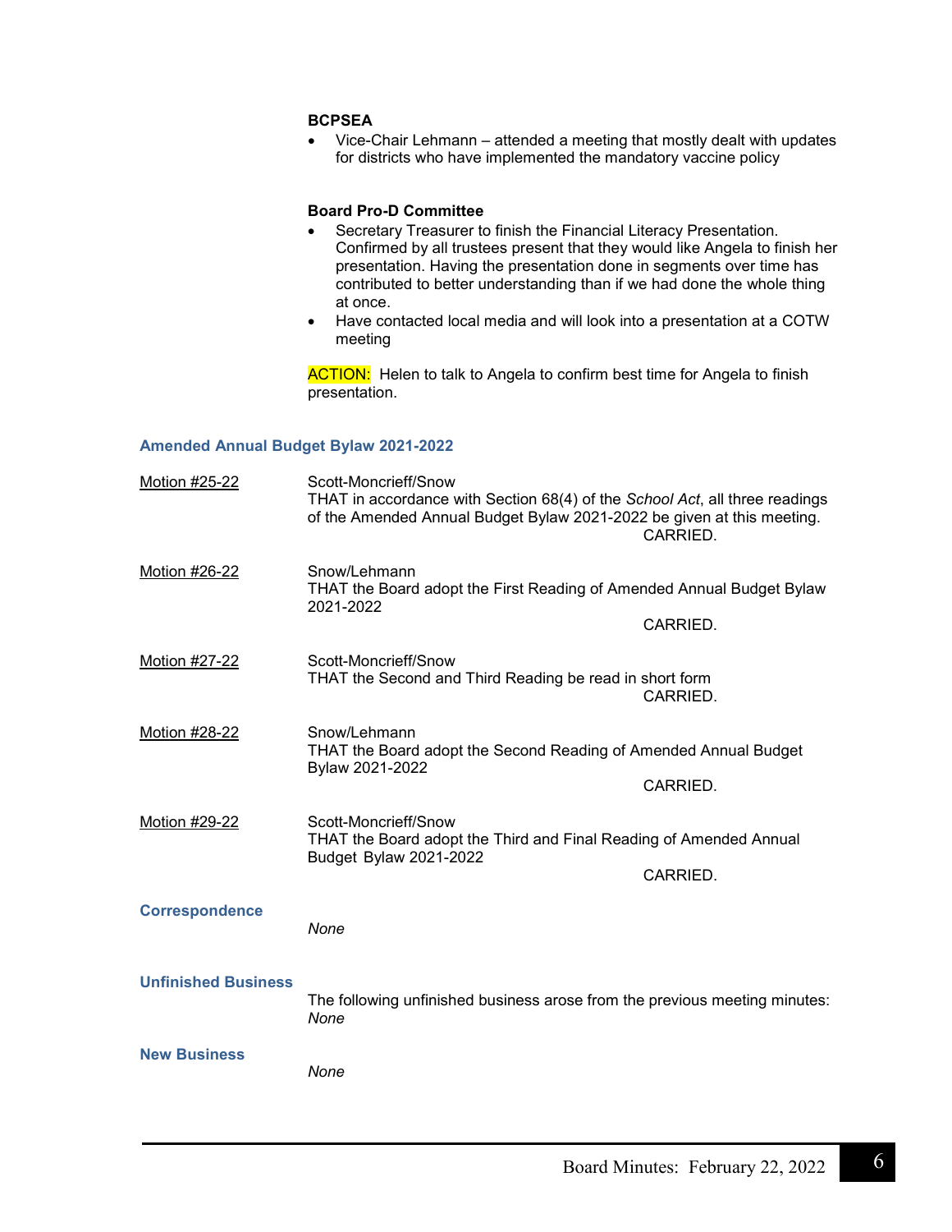**BCPSEA**

- Vice-Chair Lehmann – attended a meeting that mostly dealt with updates for districts who have implemented the mandatory vaccine policy

**Board Pro-D Committee**

- Secretary Treasurer to finish the Financial Literacy Presentation. Confirmed by all trustees present that they would like Angela to finish her presentation. Having the presentation done in segments over time has contributed to better understanding than if we had done the whole thing at once.
- Have contacted local media and will look into a presentation at a COTW meeting

ACTION: Helen to talk to Angela to confirm best time for Angela to finish presentation.

### Amended Annual Budget Bylaw 2021-2022

Motion #25-22

Scott-Moncrieff/Snow
THAT in accordance with Section 68(4) of the *School Act*, all three readings of the Amended Annual Budget Bylaw 2021-2022 be given at this meeting.
CARRIED.

Motion #26-22

Snow/Lehmann
THAT the Board adopt the First Reading of Amended Annual Budget Bylaw 2021-2022
CARRIED.

Motion #27-22

Scott-Moncrieff/Snow
THAT the Second and Third Reading be read in short form
CARRIED.

Motion #28-22

Snow/Lehmann
THAT the Board adopt the Second Reading of Amended Annual Budget Bylaw 2021-2022
CARRIED.

Motion #29-22

Scott-Moncrieff/Snow
THAT the Board adopt the Third and Final Reading of Amended Annual Budget Bylaw 2021-2022
CARRIED.

### Correspondence

*None*

### Unfinished Business

The following unfinished business arose from the previous meeting minutes:
*None*

### New Business

*None*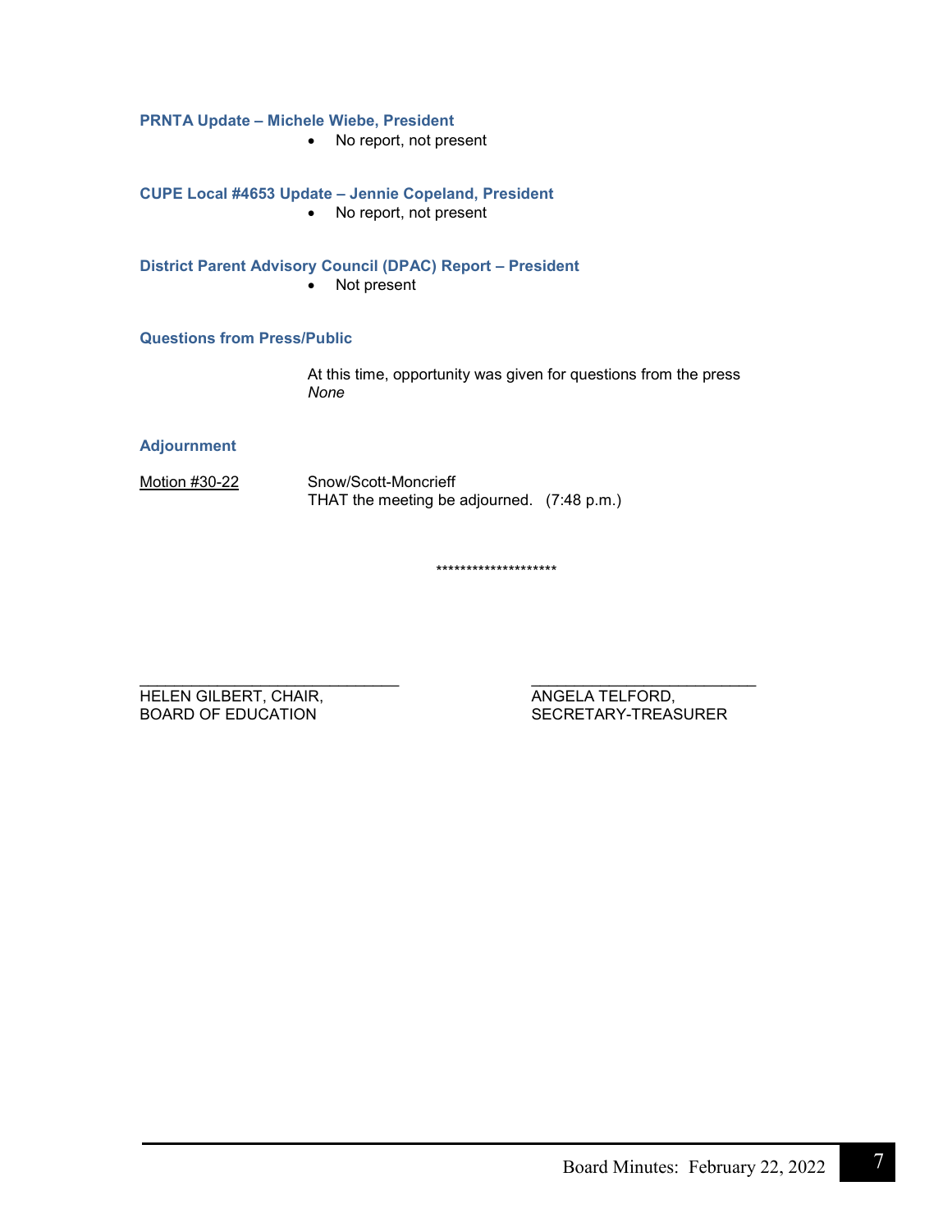### PRNTA Update – Michele Wiebe, President

- No report, not present

### CUPE Local #4653 Update – Jennie Copeland, President

- No report, not present

### District Parent Advisory Council (DPAC) Report – President

- Not present

### Questions from Press/Public

At this time, opportunity was given for questions from the press
*None*

### Adjournment

Motion #30-22 Snow/Scott-Moncrieff
THAT the meeting be adjourned. (7:48 p.m.)

********************

_____________________________
HELEN GILBERT, CHAIR,
BOARD OF EDUCATION

_____________________________
ANGELA TELFORD,
SECRETARY-TREASURER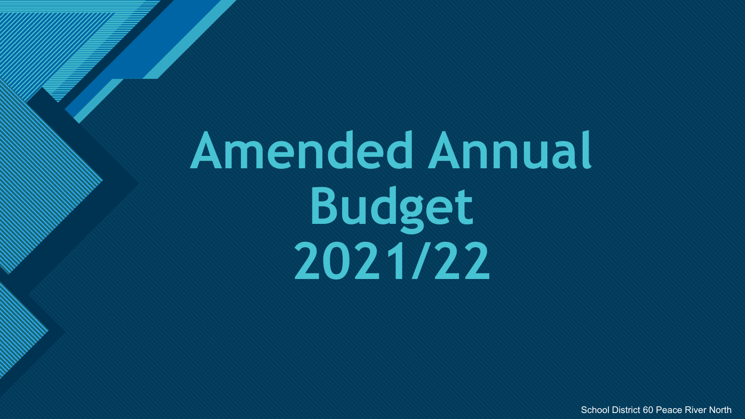# Amended Annual Budget 2021/22

School District 60 Peace River North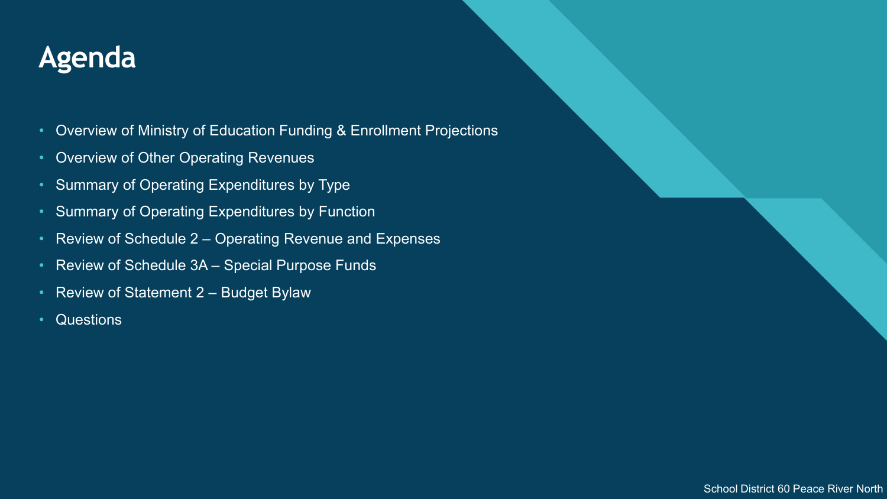# Agenda

- Overview of Ministry of Education Funding & Enrollment Projections
- Overview of Other Operating Revenues
- Summary of Operating Expenditures by Type
- Summary of Operating Expenditures by Function
- Review of Schedule 2 – Operating Revenue and Expenses
- Review of Schedule 3A – Special Purpose Funds
- Review of Statement 2 – Budget Bylaw
- Questions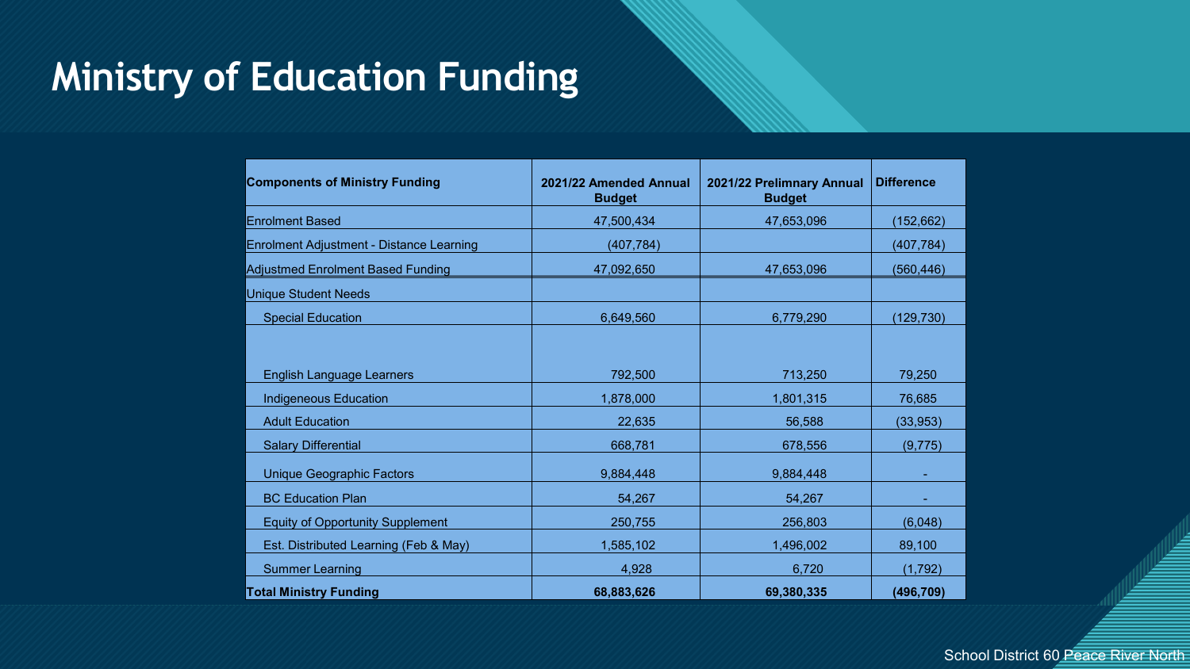# Ministry of Education Funding

| Components of Ministry Funding | 2021/22 Amended Annual Budget | 2021/22 Prelimnary Annual Budget | Difference |
|---|---|---|---|
| Enrolment Based | 47,500,434 | 47,653,096 | (152,662) |
| Enrolment Adjustment - Distance Learning | (407,784) | | (407,784) |
| Adjustmed Enrolment Based Funding | 47,092,650 | 47,653,096 | (560,446) |
| Unique Student Needs | | | |
| Special Education | 6,649,560 | 6,779,290 | (129,730) |
| English Language Learners | 792,500 | 713,250 | 79,250 |
| Indigeneous Education | 1,878,000 | 1,801,315 | 76,685 |
| Adult Education | 22,635 | 56,588 | (33,953) |
| Salary Differential | 668,781 | 678,556 | (9,775) |
| Unique Geographic Factors | 9,884,448 | 9,884,448 | - |
| BC Education Plan | 54,267 | 54,267 | - |
| Equity of Opportunity Supplement | 250,755 | 256,803 | (6,048) |
| Est. Distributed Learning (Feb & May) | 1,585,102 | 1,496,002 | 89,100 |
| Summer Learning | 4,928 | 6,720 | (1,792) |
| **Total Ministry Funding** | **68,883,626** | **69,380,335** | **(496,709)** |

School District 60 Peace River North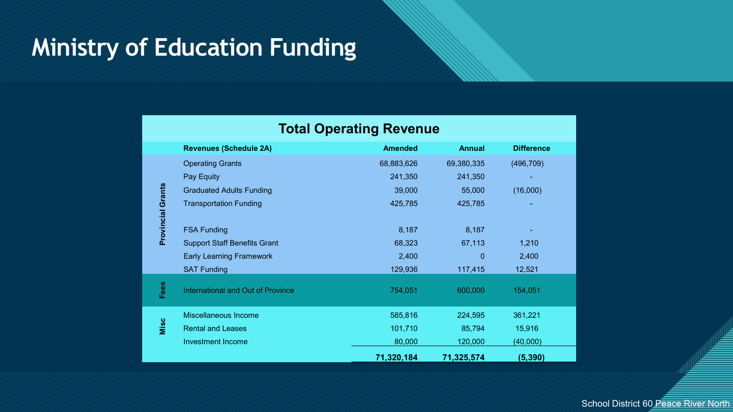# Ministry of Education Funding

**Total Operating Revenue**

| | Revenues (Schedule 2A) | Amended | Annual | Difference |
|---|---|---|---|---|
| Provincial Grants | Operating Grants | 68,883,626 | 69,380,335 | (496,709) |
| | Pay Equity | 241,350 | 241,350 | - |
| | Graduated Adults Funding | 39,000 | 55,000 | (16,000) |
| | Transportation Funding | 425,785 | 425,785 | - |
| | FSA Funding | 8,187 | 8,187 | - |
| | Support Staff Benefits Grant | 68,323 | 67,113 | 1,210 |
| | Early Learning Framework | 2,400 | 0 | 2,400 |
| | SAT Funding | 129,936 | 117,415 | 12,521 |
| Fees | International and Out of Province | 754,051 | 600,000 | 154,051 |
| Misc | Miscellaneous Income | 585,816 | 224,595 | 361,221 |
| | Rental and Leases | 101,710 | 85,794 | 15,916 |
| | Investment Income | 80,000 | 120,000 | (40,000) |
| | | **71,320,184** | **71,325,574** | **(5,390)** |

School District 60 Peace River North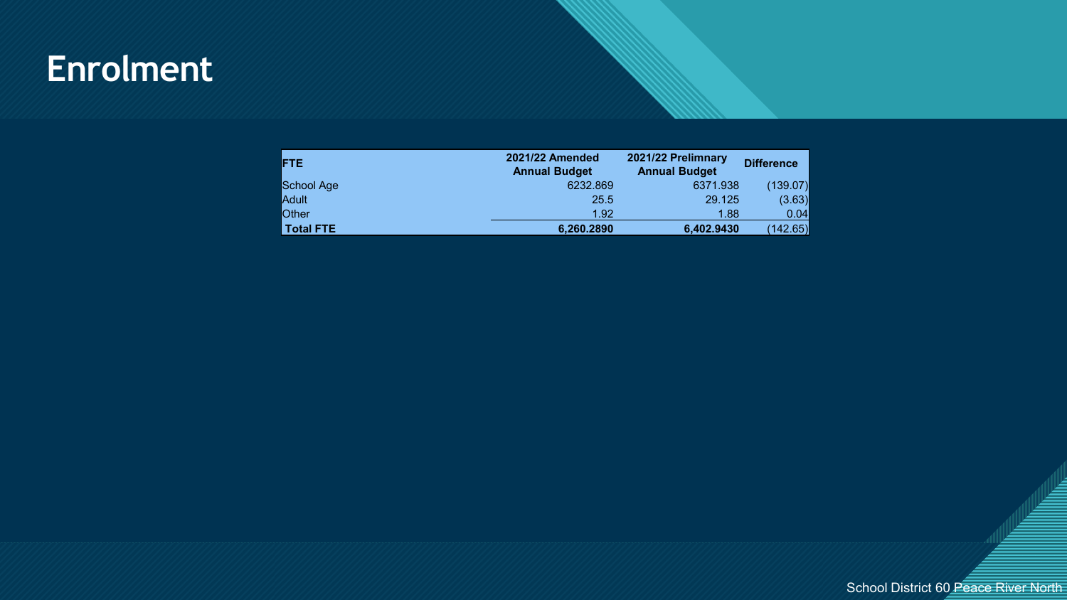# Enrolment

| FTE | 2021/22 Amended Annual Budget | 2021/22 Prelimnary Annual Budget | Difference |
|---|---|---|---|
| School Age | 6232.869 | 6371.938 | (139.07) |
| Adult | 25.5 | 29.125 | (3.63) |
| Other | 1.92 | 1.88 | 0.04 |
| **Total FTE** | **6,260.2890** | **6,402.9430** | (142.65) |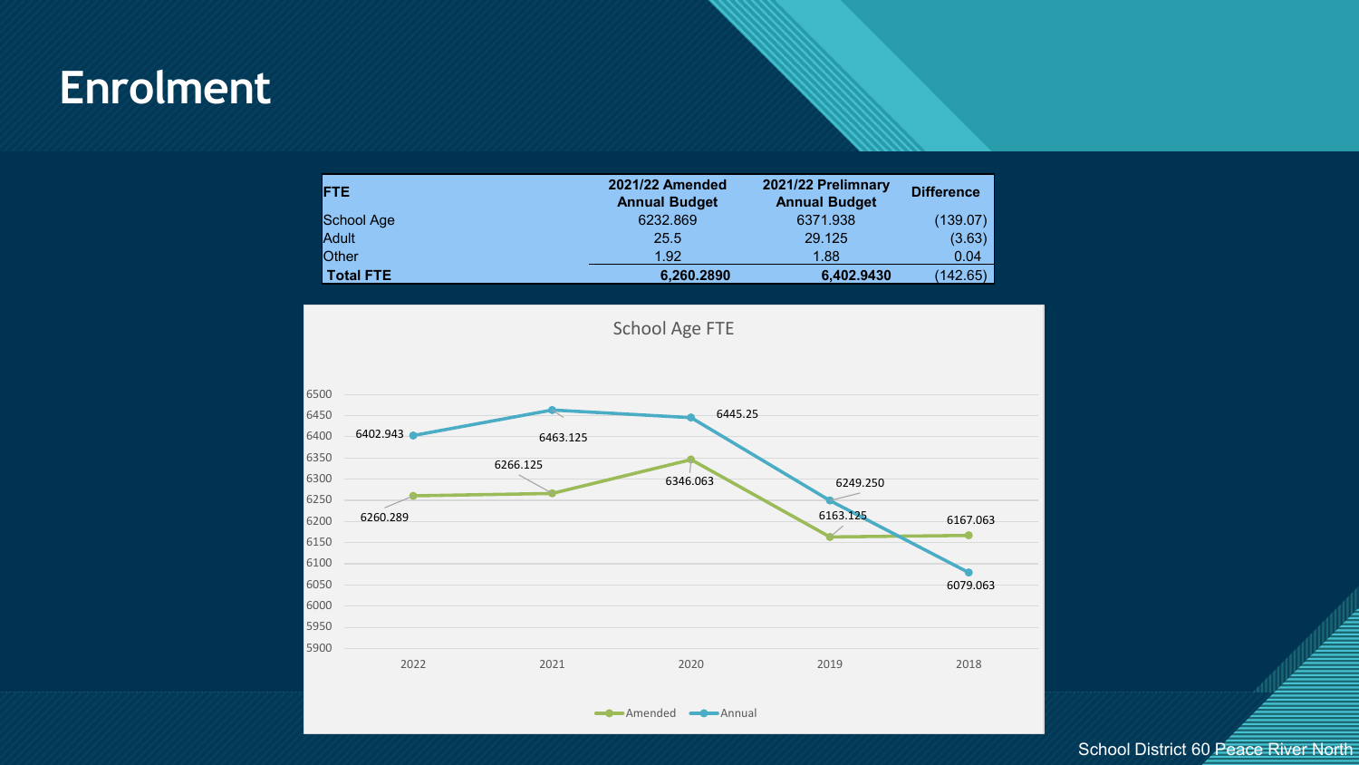# Enrolment

| FTE | 2021/22 Amended Annual Budget | 2021/22 Prelimnary Annual Budget | Difference |
|---|---|---|---|
| School Age | 6232.869 | 6371.938 | (139.07) |
| Adult | 25.5 | 29.125 | (3.63) |
| Other | 1.92 | 1.88 | 0.04 |
| **Total FTE** | **6,260.2890** | **6,402.9430** | (142.65) |

School Age FTE

| Year | Amended | Annual |
|---|---|---|
| 2022 | 6260.289 | 6402.943 |
| 2021 | 6266.125 | 6463.125 |
| 2020 | 6346.063 | 6445.25 |
| 2019 | 6163.125 | 6249.250 |
| 2018 | 6167.063 | 6079.063 |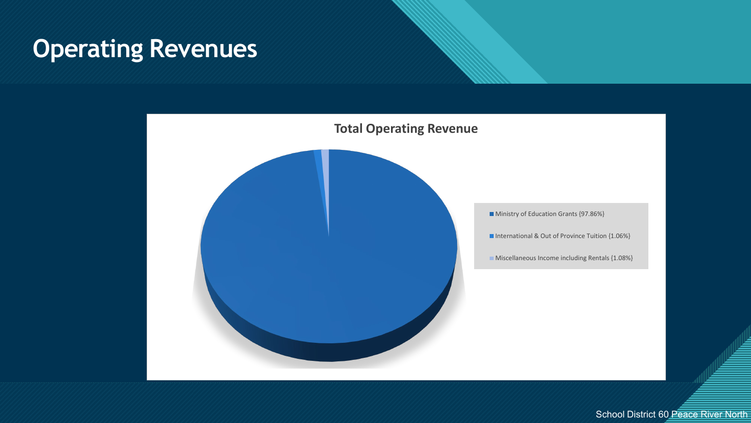# Operating Revenues

**Total Operating Revenue**

- Ministry of Education Grants {97.86%}
- International & Out of Province Tuition {1.06%}
- Miscellaneous Income including Rentals {1.08%}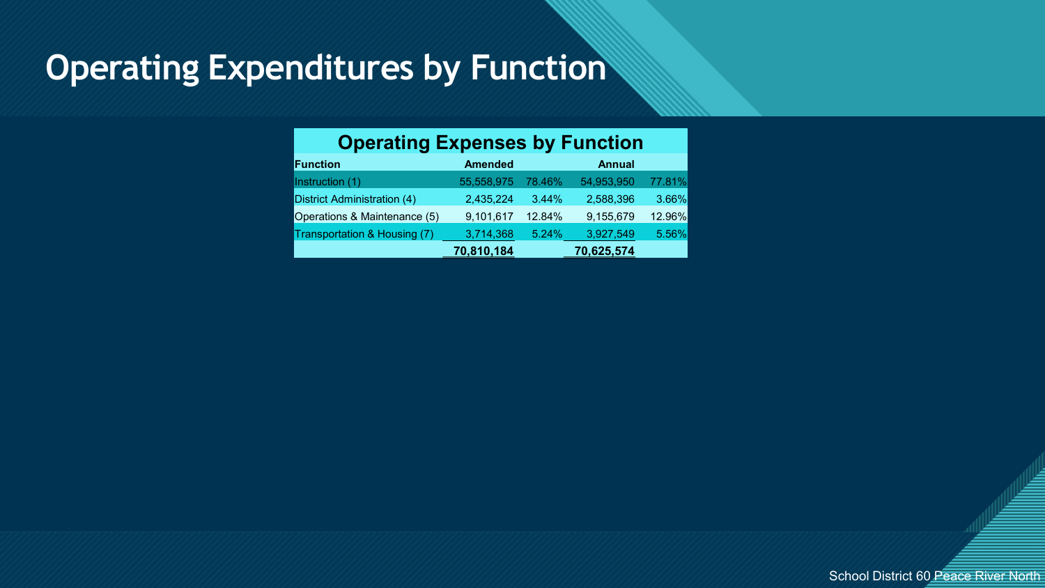# Operating Expenditures by Function

| Operating Expenses by Function | | | | |
|---|---|---|---|---|
| **Function** | **Amended** | | **Annual** | |
| Instruction (1) | 55,558,975 | 78.46% | 54,953,950 | 77.81% |
| District Administration (4) | 2,435,224 | 3.44% | 2,588,396 | 3.66% |
| Operations & Maintenance (5) | 9,101,617 | 12.84% | 9,155,679 | 12.96% |
| Transportation & Housing (7) | 3,714,368 | 5.24% | 3,927,549 | 5.56% |
| | **70,810,184** | | **70,625,574** | |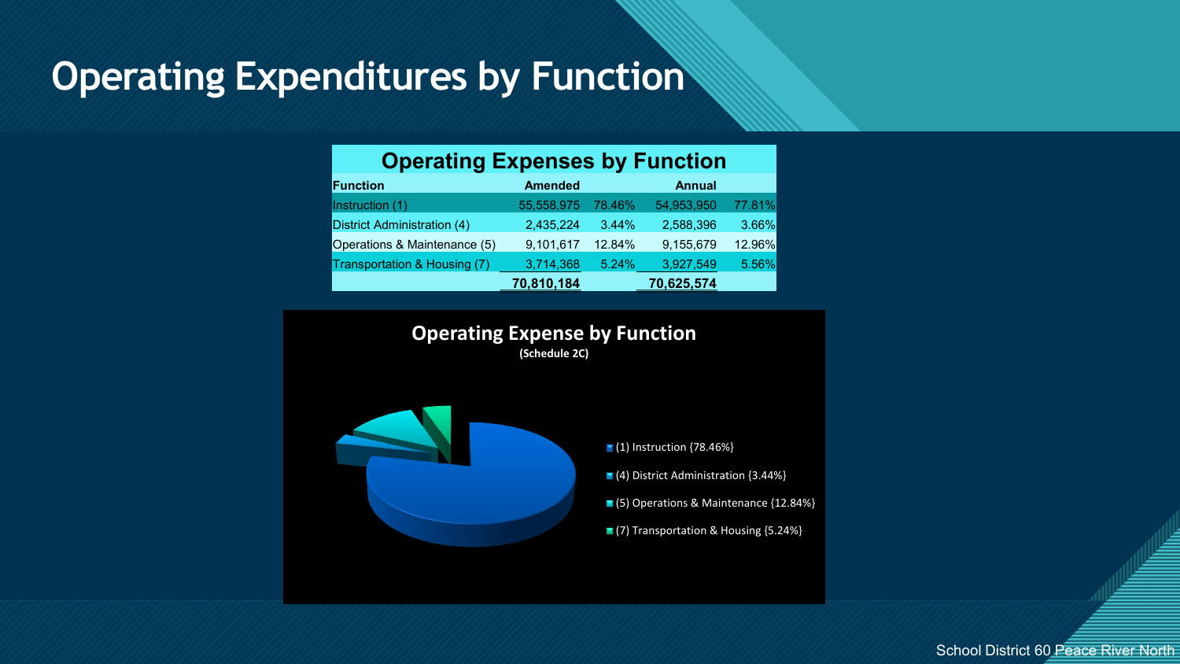# Operating Expenditures by Function

| Operating Expenses by Function | | | | |
|---|---|---|---|---|
| **Function** | **Amended** | | **Annual** | |
| Instruction (1) | 55,558,975 | 78.46% | 54,953,950 | 77.81% |
| District Administration (4) | 2,435,224 | 3.44% | 2,588,396 | 3.66% |
| Operations & Maintenance (5) | 9,101,617 | 12.84% | 9,155,679 | 12.96% |
| Transportation & Housing (7) | 3,714,368 | 5.24% | 3,927,549 | 5.56% |
| | **70,810,184** | | **70,625,574** | |

**Operating Expense by Function**

**(Schedule 2C)**

- (1) Instruction {78.46%}
- (4) District Administration {3.44%}
- (5) Operations & Maintenance {12.84%}
- (7) Transportation & Housing {5.24%}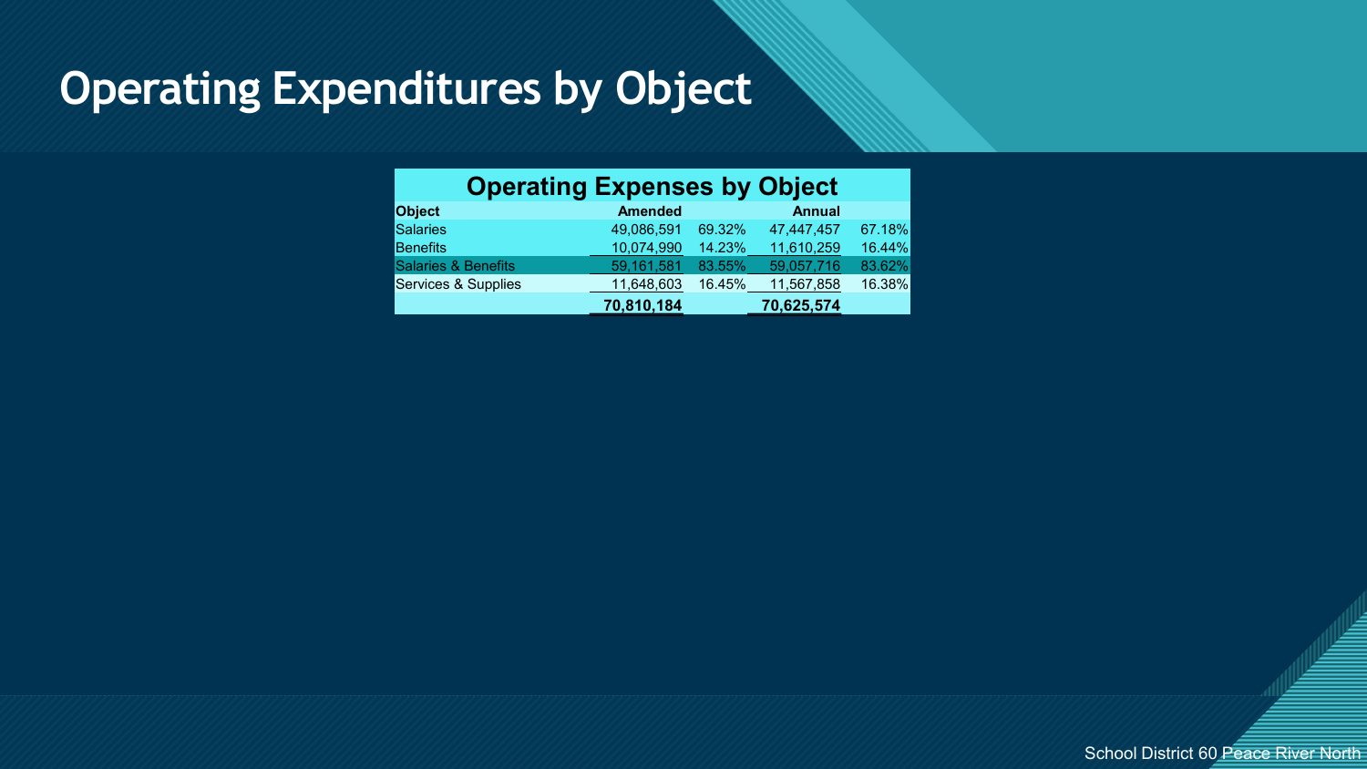# Operating Expenditures by Object

| Operating Expenses by Object | | | | |
|---|---|---|---|---|
| **Object** | **Amended** | | **Annual** | |
| Salaries | 49,086,591 | 69.32% | 47,447,457 | 67.18% |
| Benefits | 10,074,990 | 14.23% | 11,610,259 | 16.44% |
| Salaries & Benefits | 59,161,581 | 83.55% | 59,057,716 | 83.62% |
| Services & Supplies | 11,648,603 | 16.45% | 11,567,858 | 16.38% |
| | **70,810,184** | | **70,625,574** | |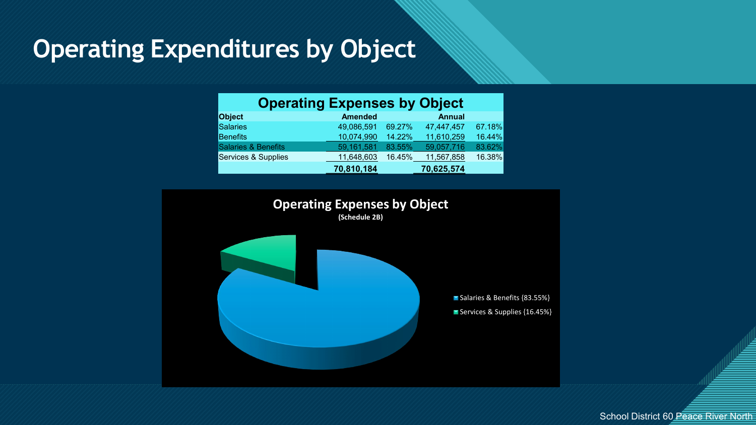# Operating Expenditures by Object

| Operating Expenses by Object | | | | |
|---|---|---|---|---|
| Object | Amended | | Annual | |
| Salaries | 49,086,591 | 69.27% | 47,447,457 | 67.18% |
| Benefits | 10,074,990 | 14.22% | 11,610,259 | 16.44% |
| Salaries & Benefits | 59,161,581 | 83.55% | 59,057,716 | 83.62% |
| Services & Supplies | 11,648,603 | 16.45% | 11,567,858 | 16.38% |
| | **70,810,184** | | **70,625,574** | |

**Operating Expenses by Object**
**(Schedule 2B)**

- Salaries & Benefits {83.55%}
- Services & Supplies {16.45%}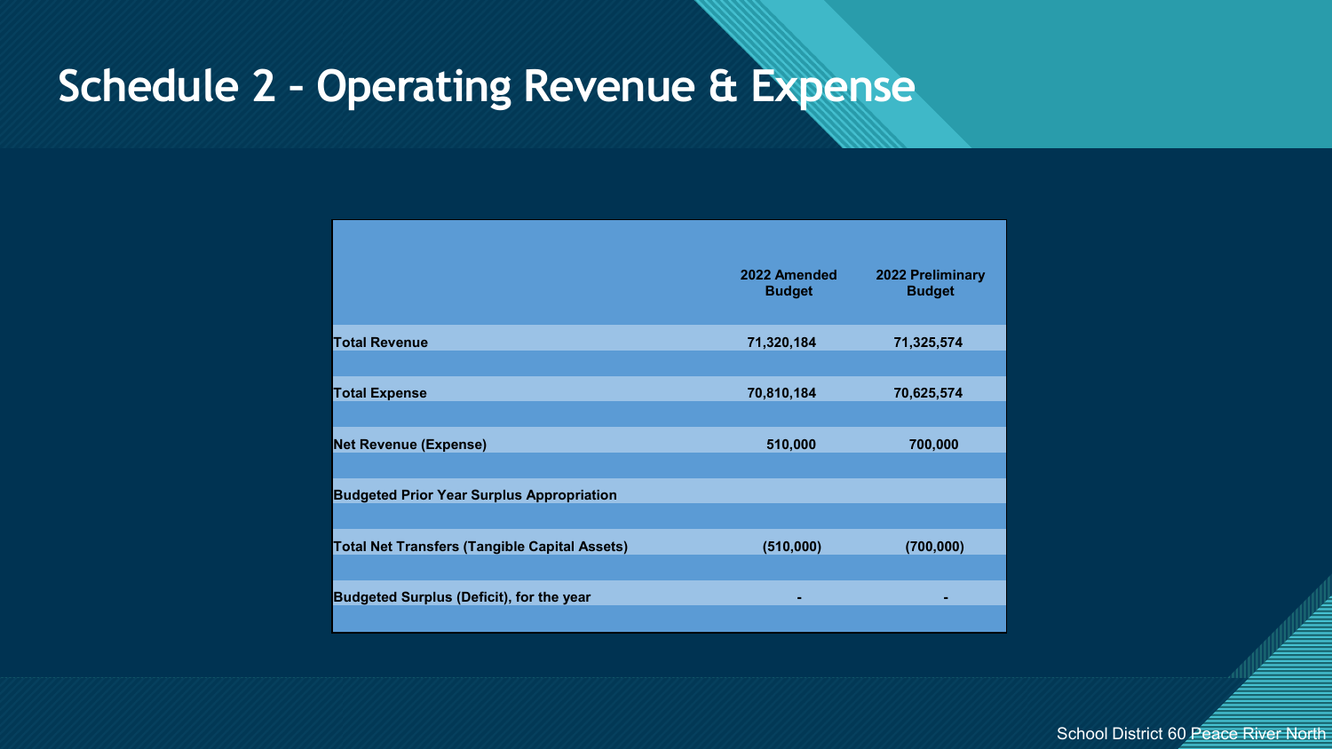# Schedule 2 – Operating Revenue & Expense

| | 2022 Amended Budget | 2022 Preliminary Budget |
|---|---|---|
| **Total Revenue** | 71,320,184 | 71,325,574 |
| **Total Expense** | 70,810,184 | 70,625,574 |
| **Net Revenue (Expense)** | 510,000 | 700,000 |
| **Budgeted Prior Year Surplus Appropriation** | | |
| **Total Net Transfers (Tangible Capital Assets)** | (510,000) | (700,000) |
| **Budgeted Surplus (Deficit), for the year** | - | - |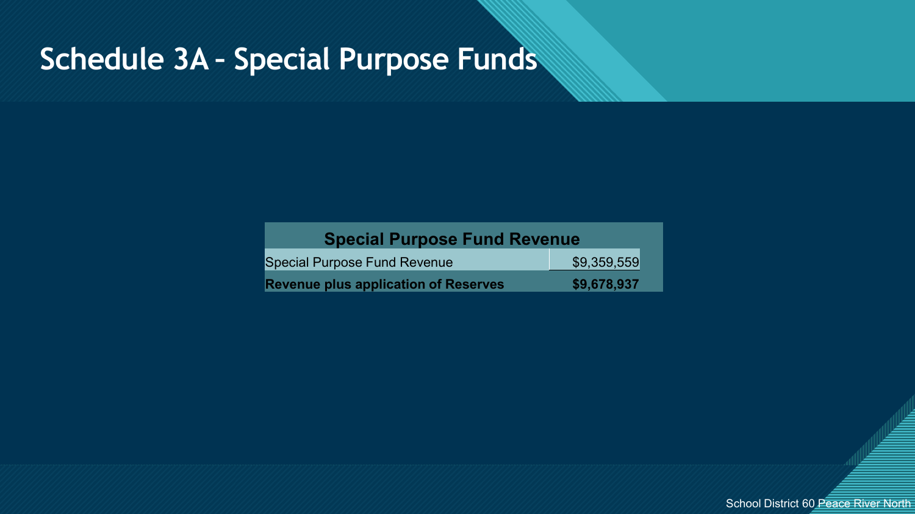# Schedule 3A – Special Purpose Funds

| Special Purpose Fund Revenue | |
| --- | --- |
| Special Purpose Fund Revenue | $9,359,559 |
| **Revenue plus application of Reserves** | **$9,678,937** |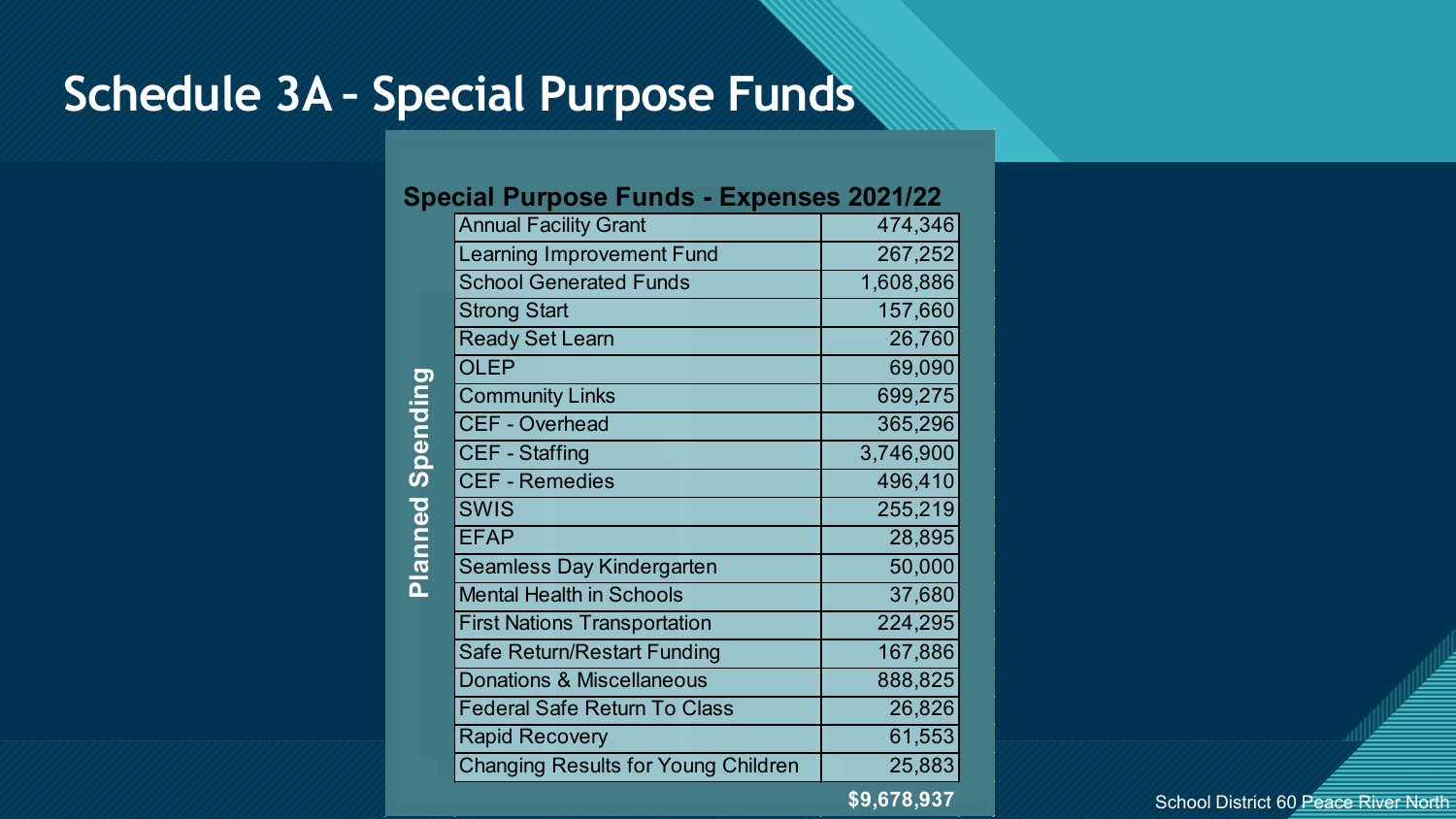# Schedule 3A – Special Purpose Funds

## Special Purpose Funds - Expenses 2021/22

**Planned Spending**

| Item | Amount |
|---|---:|
| Annual Facility Grant | 474,346 |
| Learning Improvement Fund | 267,252 |
| School Generated Funds | 1,608,886 |
| Strong Start | 157,660 |
| Ready Set Learn | 26,760 |
| OLEP | 69,090 |
| Community Links | 699,275 |
| CEF - Overhead | 365,296 |
| CEF - Staffing | 3,746,900 |
| CEF - Remedies | 496,410 |
| SWIS | 255,219 |
| EFAP | 28,895 |
| Seamless Day Kindergarten | 50,000 |
| Mental Health in Schools | 37,680 |
| First Nations Transportation | 224,295 |
| Safe Return/Restart Funding | 167,886 |
| Donations & Miscellaneous | 888,825 |
| Federal Safe Return To Class | 26,826 |
| Rapid Recovery | 61,553 |
| Changing Results for Young Children | 25,883 |
| | **$9,678,937** |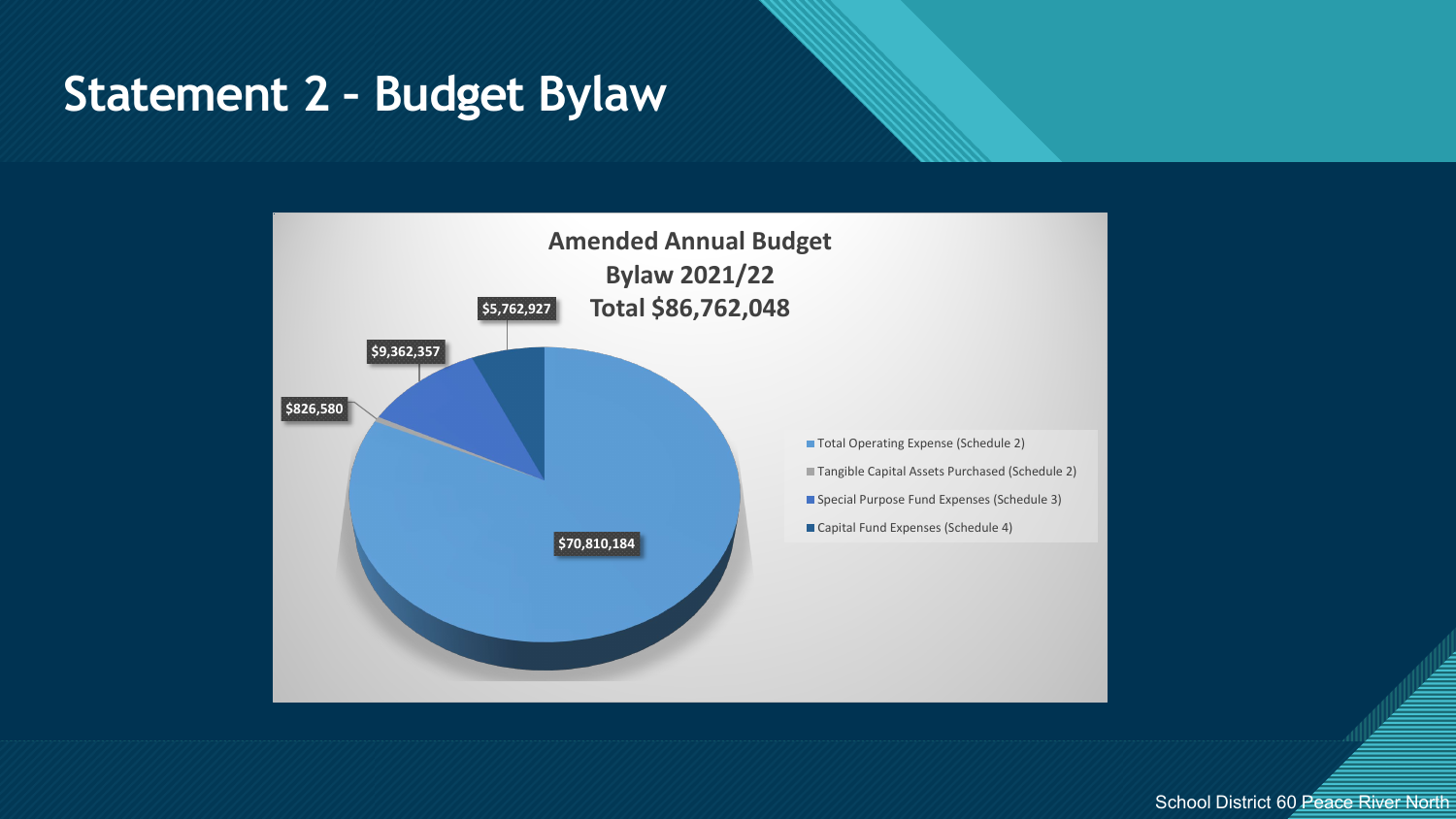# Statement 2 – Budget Bylaw

**Amended Annual Budget Bylaw 2021/22**
**Total $86,762,048**

| Category | Amount |
| --- | --- |
| Total Operating Expense (Schedule 2) | $70,810,184 |
| Tangible Capital Assets Purchased (Schedule 2) | $826,580 |
| Special Purpose Fund Expenses (Schedule 3) | $9,362,357 |
| Capital Fund Expenses (Schedule 4) | $5,762,927 |

School District 60 Peace River North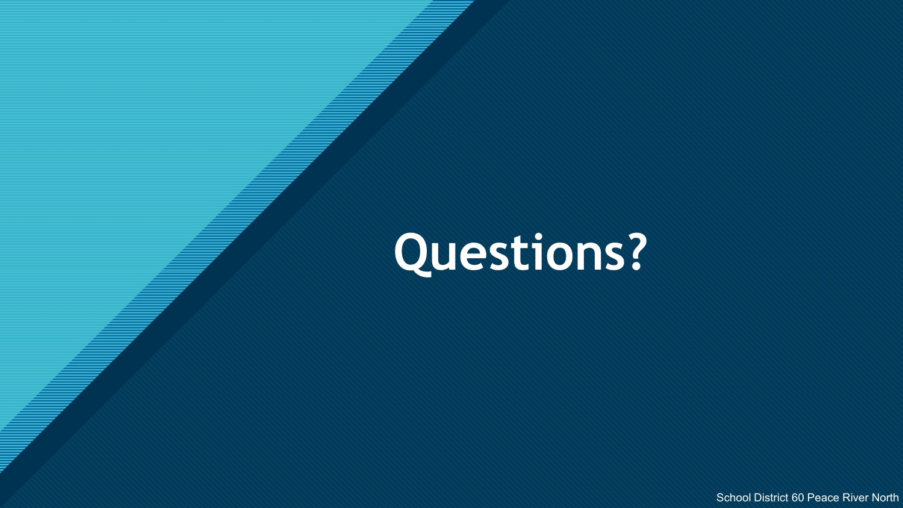# Questions?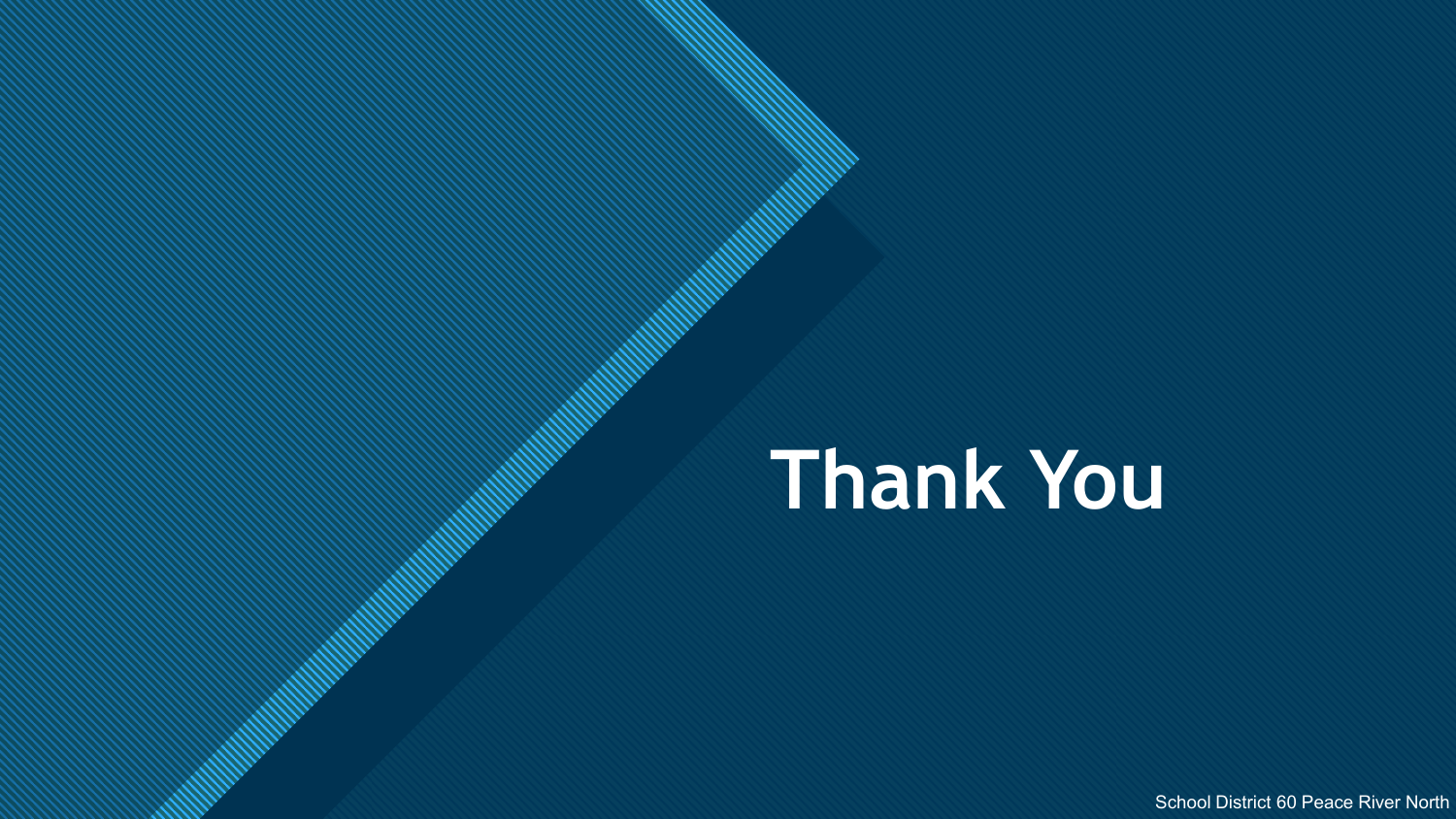# Thank You